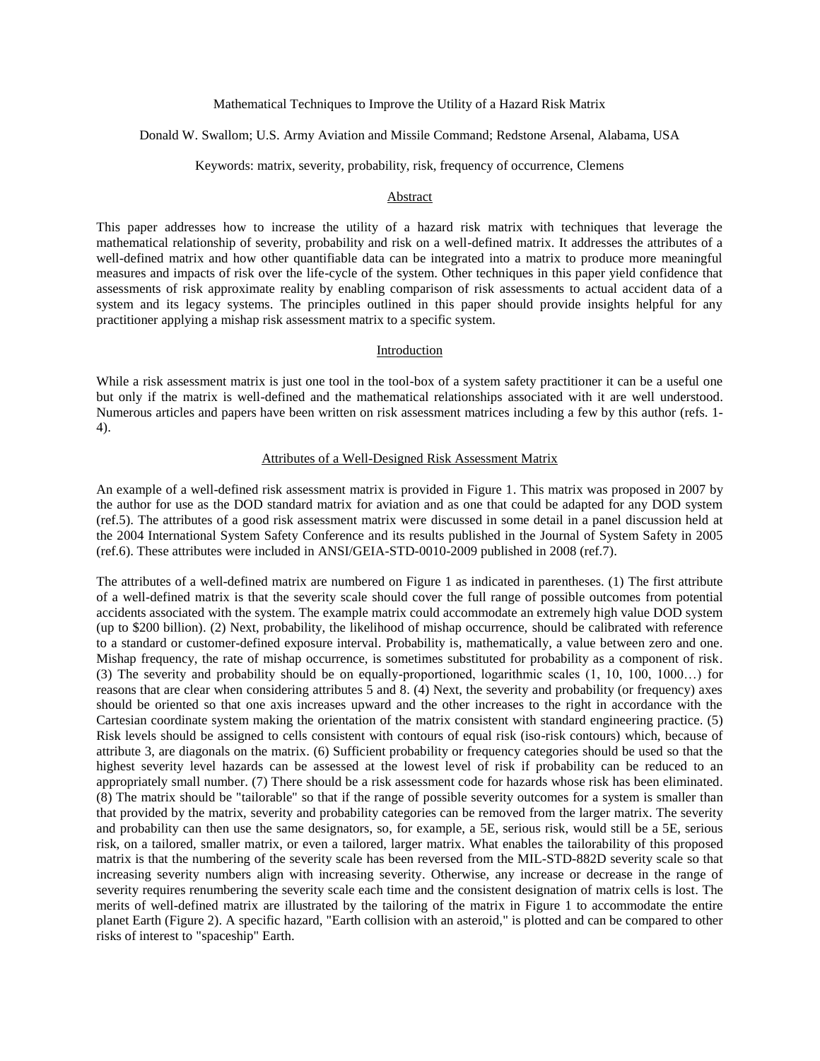# Mathematical Techniques to Improve the Utility of a Hazard Risk Matrix

Donald W. Swallom; U.S. Army Aviation and Missile Command; Redstone Arsenal, Alabama, USA

Keywords: matrix, severity, probability, risk, frequency of occurrence, Clemens

## Abstract

This paper addresses how to increase the utility of a hazard risk matrix with techniques that leverage the mathematical relationship of severity, probability and risk on a well-defined matrix. It addresses the attributes of a well-defined matrix and how other quantifiable data can be integrated into a matrix to produce more meaningful measures and impacts of risk over the life-cycle of the system. Other techniques in this paper yield confidence that assessments of risk approximate reality by enabling comparison of risk assessments to actual accident data of a system and its legacy systems. The principles outlined in this paper should provide insights helpful for any practitioner applying a mishap risk assessment matrix to a specific system.

## Introduction

While a risk assessment matrix is just one tool in the tool-box of a system safety practitioner it can be a useful one but only if the matrix is well-defined and the mathematical relationships associated with it are well understood. Numerous articles and papers have been written on risk assessment matrices including a few by this author (refs. 1-4).

## Attributes of a Well-Designed Risk Assessment Matrix

An example of a well-defined risk assessment matrix is provided in Figure 1. This matrix was proposed in 2007 by the author for use as the DOD standard matrix for aviation and as one that could be adapted for any DOD system (ref.5). The attributes of a good risk assessment matrix were discussed in some detail in a panel discussion held at the 2004 International System Safety Conference and its results published in the Journal of System Safety in 2005 (ref.6). These attributes were included in ANSI/GEIA-STD-0010-2009 published in 2008 (ref.7).

The attributes of a well-defined matrix are numbered on Figure 1 as indicated in parentheses. (1) The first attribute of a well-defined matrix is that the severity scale should cover the full range of possible outcomes from potential accidents associated with the system. The example matrix could accommodate an extremely high value DOD system (up to $200 billion). (2) Next, probability, the likelihood of mishap occurrence, should be calibrated with reference to a standard or customer-defined exposure interval. Probability is, mathematically, a value between zero and one. Mishap frequency, the rate of mishap occurrence, is sometimes substituted for probability as a component of risk. (3) The severity and probability should be on equally-proportioned, logarithmic scales (1, 10, 100, 1000…) for reasons that are clear when considering attributes 5 and 8. (4) Next, the severity and probability (or frequency) axes should be oriented so that one axis increases upward and the other increases to the right in accordance with the Cartesian coordinate system making the orientation of the matrix consistent with standard engineering practice. (5) Risk levels should be assigned to cells consistent with contours of equal risk (iso-risk contours) which, because of attribute 3, are diagonals on the matrix. (6) Sufficient probability or frequency categories should be used so that the highest severity level hazards can be assessed at the lowest level of risk if probability can be reduced to an appropriately small number. (7) There should be a risk assessment code for hazards whose risk has been eliminated. (8) The matrix should be "tailorable" so that if the range of possible severity outcomes for a system is smaller than that provided by the matrix, severity and probability categories can be removed from the larger matrix. The severity and probability can then use the same designators, so, for example, a 5E, serious risk, would still be a 5E, serious risk, on a tailored, smaller matrix, or even a tailored, larger matrix. What enables the tailorability of this proposed matrix is that the numbering of the severity scale has been reversed from the MIL-STD-882D severity scale so that increasing severity numbers align with increasing severity. Otherwise, any increase or decrease in the range of severity requires renumbering the severity scale each time and the consistent designation of matrix cells is lost. The merits of well-defined matrix are illustrated by the tailoring of the matrix in Figure 1 to accommodate the entire planet Earth (Figure 2). A specific hazard, "Earth collision with an asteroid," is plotted and can be compared to other risks of interest to "spaceship" Earth.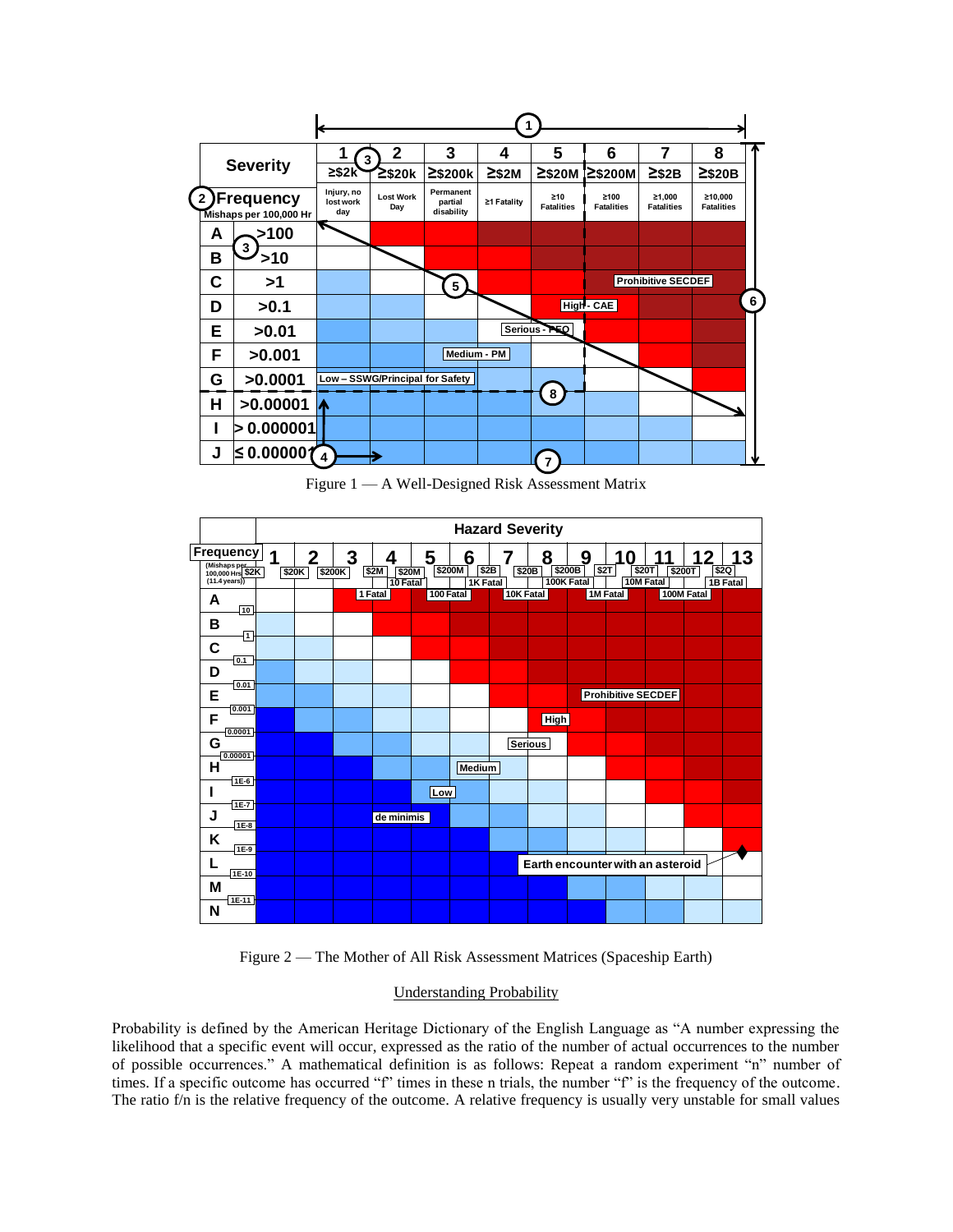| Severity | 1 | 2 | 3 | 4 | 5 | 6 | 7 | 8 |
|---|---|---|---|---|---|---|---|---|
| | ≥$2k | ≥$20k | ≥$200k | ≥$2M | ≥$20M | ≥$200M | ≥$2B | ≥$20B |
| **Frequency** Mishaps per 100,000 Hr | Injury, no lost work day | Lost Work Day | Permanent partial disability | ≥1 Fatality | ≥10 Fatalities | ≥100 Fatalities | ≥1,000 Fatalities | ≥10,000 Fatalities |
| **A** >100 | | | | | | | | |
| **B** >10 | | | | | | | | |
| **C** >1 | | | | | | | Prohibitive SECDEF | |
| **D** >0.1 | | | | | | High - CAE | | |
| **E** >0.01 | | | | Serious - PEO | | | | |
| **F** >0.001 | | | Medium - PM | | | | | |
| **G** >0.0001 | Low – SSWG/Principal for Safety | | | | | | | |
| **H** >0.00001 | | | | | | | | |
| **I** > 0.000001 | | | | | | | | |
| **J** ≤ 0.000001 | | | | | | | | |

Figure 1 — A Well-Designed Risk Assessment Matrix

| Frequency (Mishaps per 100,000 Hrs (11.4 years)) | 1 | 2 | 3 | 4 | 5 | 6 | 7 | 8 | 9 | 10 | 11 | 12 | 13 |
|---|---|---|---|---|---|---|---|---|---|---|---|---|---|
| **Hazard Severity** | $2K | $20K | $200K | $2M | $20M / 10 Fatal | $200M | $2B / 1K Fatal | $20B | $200B / 100K Fatal | $2T | $20T / 10M Fatal | $200T | $2Q / 1B Fatal |
| | | | | 1 Fatal | | 100 Fatal | | 10K Fatal | | 1M Fatal | | 100M Fatal | |
| **A** (10) | | | | | | | | | | | | | |
| **B** (1) | | | | | | | | | | | | | |
| **C** (0.1) | | | | | | | | | | | | | |
| **D** (0.01) | | | | | | | | | | | | | |
| **E** (0.001) | | | | | | | | | | Prohibitive SECDEF | | | |
| **F** (0.0001) | | | | | | | | High | | | | | |
| **G** (0.00001) | | | | | | | | Serious | | | | | |
| **H** (1E-6) | | | | | | Medium | | | | | | | |
| **I** (1E-7) | | | | | Low | | | | | | | | |
| **J** (1E-8) | | | | de minimis | | | | | | | | | |
| **K** (1E-9) | | | | | | | | | | | | | |
| **L** (1E-10) | | | | | | | | Earth encounter with an asteroid | | | | | ♦ |
| **M** (1E-11) | | | | | | | | | | | | | |
| **N** | | | | | | | | | | | | | |

Figure 2 — The Mother of All Risk Assessment Matrices (Spaceship Earth)

## Understanding Probability

Probability is defined by the American Heritage Dictionary of the English Language as “A number expressing the likelihood that a specific event will occur, expressed as the ratio of the number of actual occurrences to the number of possible occurrences.” A mathematical definition is as follows: Repeat a random experiment “n” number of times. If a specific outcome has occurred “f” times in these n trials, the number “f” is the frequency of the outcome. The ratio f/n is the relative frequency of the outcome. A relative frequency is usually very unstable for small values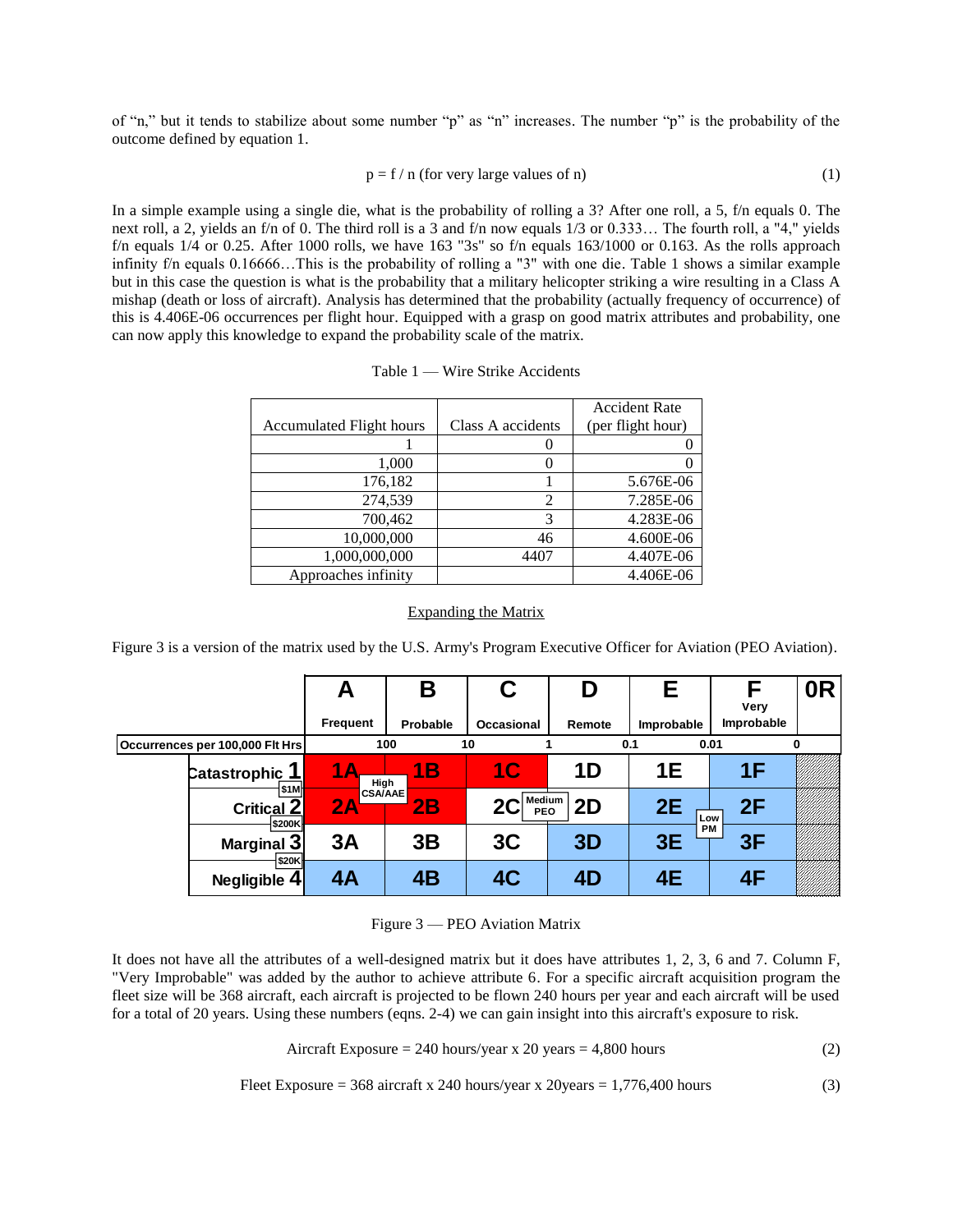of "n," but it tends to stabilize about some number "p" as "n" increases. The number "p" is the probability of the outcome defined by equation 1.

$$p = f / n \text{ (for very large values of n)} \quad (1)$$

In a simple example using a single die, what is the probability of rolling a 3? After one roll, a 5, f/n equals 0. The next roll, a 2, yields an f/n of 0. The third roll is a 3 and f/n now equals 1/3 or 0.333… The fourth roll, a "4," yields f/n equals 1/4 or 0.25. After 1000 rolls, we have 163 "3s" so f/n equals 163/1000 or 0.163. As the rolls approach infinity f/n equals 0.16666…This is the probability of rolling a "3" with one die. Table 1 shows a similar example but in this case the question is what is the probability that a military helicopter striking a wire resulting in a Class A mishap (death or loss of aircraft). Analysis has determined that the probability (actually frequency of occurrence) of this is 4.406E-06 occurrences per flight hour. Equipped with a grasp on good matrix attributes and probability, one can now apply this knowledge to expand the probability scale of the matrix.

Table 1 — Wire Strike Accidents

| Accumulated Flight hours | Class A accidents | Accident Rate (per flight hour) |
|---|---|---|
| 1 | 0 | 0 |
| 1,000 | 0 | 0 |
| 176,182 | 1 | 5.676E-06 |
| 274,539 | 2 | 7.285E-06 |
| 700,462 | 3 | 4.283E-06 |
| 10,000,000 | 46 | 4.600E-06 |
| 1,000,000,000 | 4407 | 4.407E-06 |
| Approaches infinity | | 4.406E-06 |

## Expanding the Matrix

Figure 3 is a version of the matrix used by the U.S. Army's Program Executive Officer for Aviation (PEO Aviation).

| | A Frequent | B Probable | C Occasional | D Remote | E Improbable | F Very Improbable | 0R |
|---|---|---|---|---|---|---|---|
| Occurrences per 100,000 Flt Hrs | 100 | 10 | 1 | 0.1 | 0.01 | 0 | |
| Catastrophic 1 ($1M) | 1A | 1B | 1C | 1D | 1E | 1F | |
| Critical 2 ($200K) | 2A | 2B | 2C | 2D | 2E | 2F | |
| Marginal 3 ($20K) | 3A | 3B | 3C | 3D | 3E | 3F | |
| Negligible 4 | 4A | 4B | 4C | 4D | 4E | 4F | |

Risk levels: High – CSA/AAE; Medium – PEO; Low – PM

Figure 3 — PEO Aviation Matrix

It does not have all the attributes of a well-designed matrix but it does have attributes 1, 2, 3, 6 and 7. Column F, "Very Improbable" was added by the author to achieve attribute 6. For a specific aircraft acquisition program the fleet size will be 368 aircraft, each aircraft is projected to be flown 240 hours per year and each aircraft will be used for a total of 20 years. Using these numbers (eqns. 2-4) we can gain insight into this aircraft's exposure to risk.

$$\text{Aircraft Exposure} = 240 \text{ hours/year} \times 20 \text{ years} = 4{,}800 \text{ hours} \quad (2)$$

$$\text{Fleet Exposure} = 368 \text{ aircraft} \times 240 \text{ hours/year} \times 20\text{years} = 1{,}776{,}400 \text{ hours} \quad (3)$$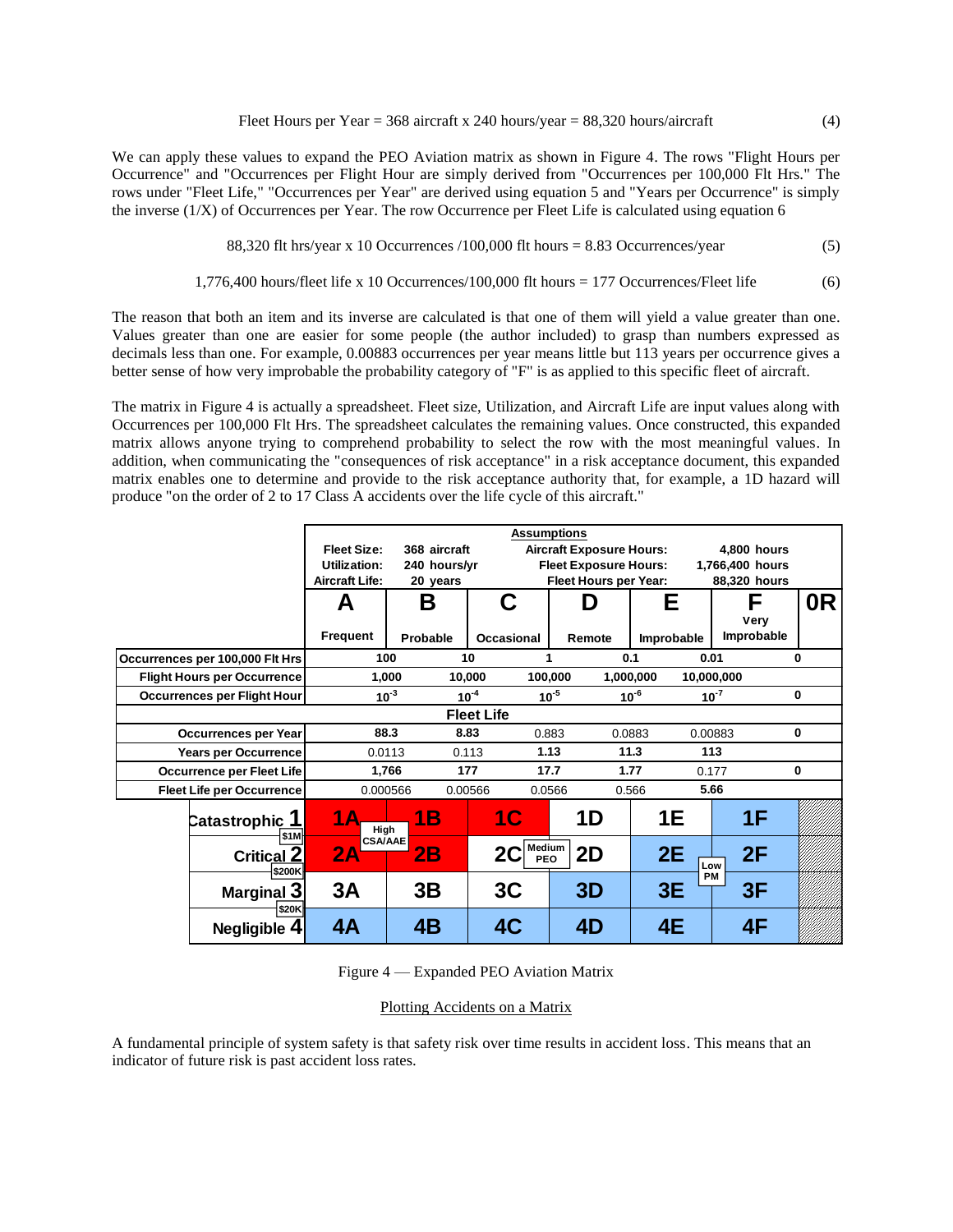$$\text{Fleet Hours per Year} = 368 \text{ aircraft} \times 240 \text{ hours/year} = 88{,}320 \text{ hours/aircraft} \quad (4)$$

We can apply these values to expand the PEO Aviation matrix as shown in Figure 4. The rows "Flight Hours per Occurrence" and "Occurrences per Flight Hour are simply derived from "Occurrences per 100,000 Flt Hrs." The rows under "Fleet Life," "Occurrences per Year" are derived using equation 5 and "Years per Occurrence" is simply the inverse (1/X) of Occurrences per Year. The row Occurrence per Fleet Life is calculated using equation 6

$$88{,}320 \text{ flt hrs/year} \times 10 \text{ Occurrences} / 100{,}000 \text{ flt hours} = 8.83 \text{ Occurrences/year} \quad (5)$$

$$1{,}776{,}400 \text{ hours/fleet life} \times 10 \text{ Occurrences}/100{,}000 \text{ flt hours} = 177 \text{ Occurrences/Fleet life} \quad (6)$$

The reason that both an item and its inverse are calculated is that one of them will yield a value greater than one. Values greater than one are easier for some people (the author included) to grasp than numbers expressed as decimals less than one. For example, 0.00883 occurrences per year means little but 113 years per occurrence gives a better sense of how very improbable the probability category of "F" is as applied to this specific fleet of aircraft.

The matrix in Figure 4 is actually a spreadsheet. Fleet size, Utilization, and Aircraft Life are input values along with Occurrences per 100,000 Flt Hrs. The spreadsheet calculates the remaining values. Once constructed, this expanded matrix allows anyone trying to comprehend probability to select the row with the most meaningful values. In addition, when communicating the "consequences of risk acceptance" in a risk acceptance document, this expanded matrix enables one to determine and provide to the risk acceptance authority that, for example, a 1D hazard will produce "on the order of 2 to 17 Class A accidents over the life cycle of this aircraft."

**Assumptions**

| Fleet Size: | 368 aircraft | Aircraft Exposure Hours: | 4,800 hours |
|---|---|---|---|
| Utilization: | 240 hours/yr | Fleet Exposure Hours: | 1,766,400 hours |
| Aircraft Life: | 20 years | Fleet Hours per Year: | 88,320 hours |

| | A – Frequent | B – Probable | C – Occasional | D – Remote | E – Improbable | F – Very Improbable | 0R |
|---|---|---|---|---|---|---|---|
| Occurrences per 100,000 Flt Hrs | 100 | 10 | 1 | 0.1 | 0.01 | | 0 |
| Flight Hours per Occurrence | 1,000 | 10,000 | 100,000 | 1,000,000 | 10,000,000 | | |
| Occurrences per Flight Hour | $10^{-3}$ | $10^{-4}$ | $10^{-5}$ | $10^{-6}$ | $10^{-7}$ | | 0 |
| **Fleet Life** | | | | | | | |
| Occurrences per Year | 88.3 | 8.83 | 0.883 | 0.0883 | 0.00883 | | 0 |
| Years per Occurrence | 0.0113 | 0.113 | 1.13 | 11.3 | 113 | | |
| Occurrence per Fleet Life | 1,766 | 177 | 17.7 | 1.77 | 0.177 | | 0 |
| Fleet Life per Occurrence | 0.000566 | 0.00566 | 0.0566 | 0.566 | 5.66 | | |
| Catastrophic 1 ($1M) | 1A | 1B | 1C | 1D | 1E | 1F | |
| Critical 2 ($200K) | 2A | 2B | 2C | 2D | 2E | 2F | |
| Marginal 3 ($20K) | 3A | 3B | 3C | 3D | 3E | 3F | |
| Negligible 4 | 4A | 4B | 4C | 4D | 4E | 4F | |

Risk levels: High – CSA/AAE; Medium – PEO; Low – PM

Figure 4 — Expanded PEO Aviation Matrix

Plotting Accidents on a Matrix

A fundamental principle of system safety is that safety risk over time results in accident loss. This means that an indicator of future risk is past accident loss rates.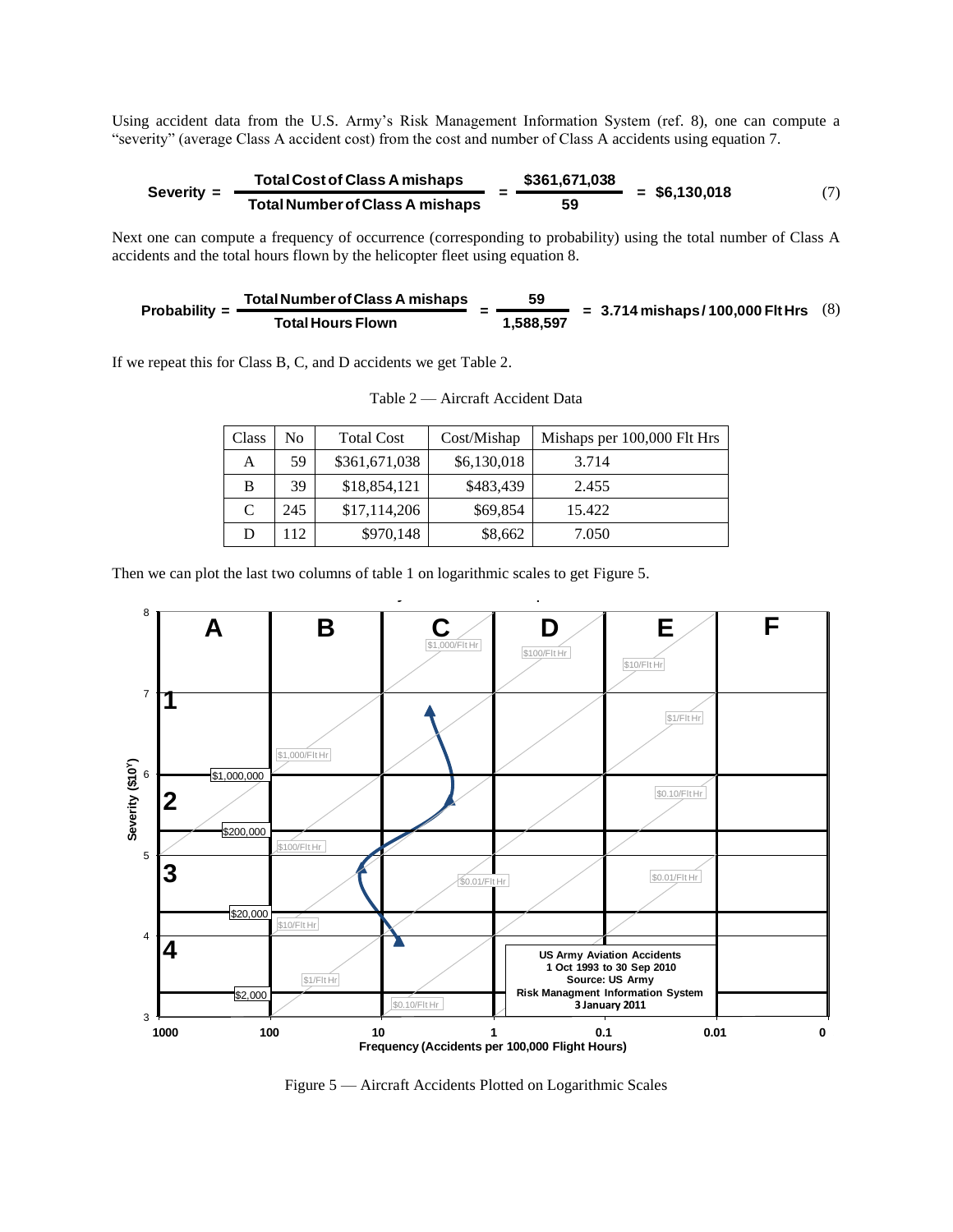Using accident data from the U.S. Army's Risk Management Information System (ref. 8), one can compute a "severity" (average Class A accident cost) from the cost and number of Class A accidents using equation 7.

$$\textbf{Severity} = \frac{\textbf{Total Cost of Class A mishaps}}{\textbf{Total Number of Class A mishaps}} = \frac{\$361{,}671{,}038}{59} = \$6{,}130{,}018 \tag{7}$$

Next one can compute a frequency of occurrence (corresponding to probability) using the total number of Class A accidents and the total hours flown by the helicopter fleet using equation 8.

$$\textbf{Probability} = \frac{\textbf{Total Number of Class A mishaps}}{\textbf{Total Hours Flown}} = \frac{59}{1{,}588{,}597} = 3.714 \text{ mishaps / 100,000 Flt Hrs} \tag{8}$$

If we repeat this for Class B, C, and D accidents we get Table 2.

Table 2 — Aircraft Accident Data

| Class | No | Total Cost | Cost/Mishap | Mishaps per 100,000 Flt Hrs |
|---|---|---|---|---|
| A | 59 | $361,671,038 | $6,130,018 | 3.714 |
| B | 39 | $18,854,121 | $483,439 | 2.455 |
| C | 245 | $17,114,206 | $69,854 | 15.422 |
| D | 112 | $970,148 | $8,662 | 7.050 |

Then we can plot the last two columns of table 1 on logarithmic scales to get Figure 5.

Figure 5 — Aircraft Accidents Plotted on Logarithmic Scales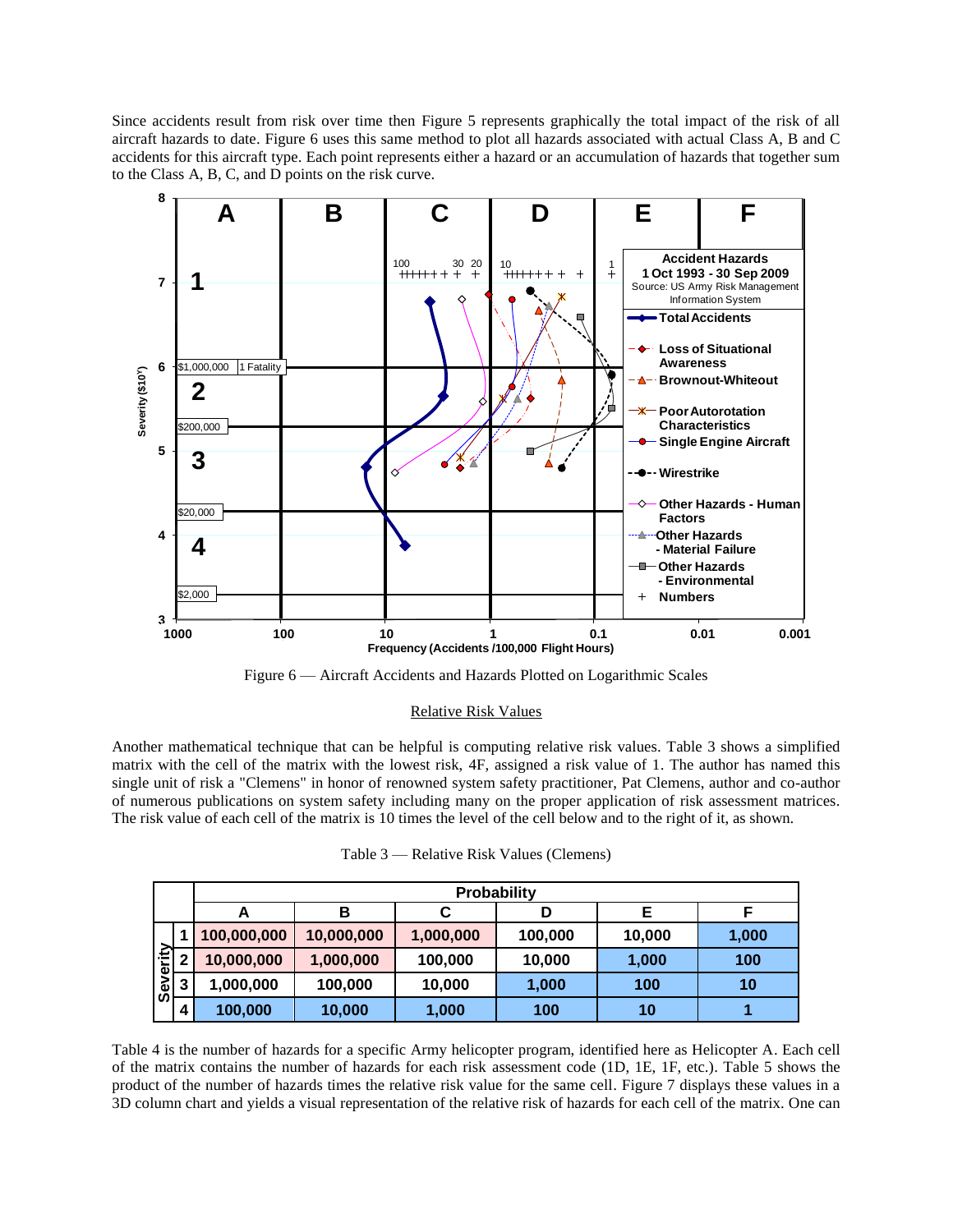Since accidents result from risk over time then Figure 5 represents graphically the total impact of the risk of all aircraft hazards to date. Figure 6 uses this same method to plot all hazards associated with actual Class A, B and C accidents for this aircraft type. Each point represents either a hazard or an accumulation of hazards that together sum to the Class A, B, C, and D points on the risk curve.

Figure 6 — Aircraft Accidents and Hazards Plotted on Logarithmic Scales

<u>Relative Risk Values</u>

Another mathematical technique that can be helpful is computing relative risk values. Table 3 shows a simplified matrix with the cell of the matrix with the lowest risk, 4F, assigned a risk value of 1. The author has named this single unit of risk a "Clemens" in honor of renowned system safety practitioner, Pat Clemens, author and co-author of numerous publications on system safety including many on the proper application of risk assessment matrices. The risk value of each cell of the matrix is 10 times the level of the cell below and to the right of it, as shown.

Table 3 — Relative Risk Values (Clemens)

| | | Probability | | | | | |
|---|---|---|---|---|---|---|---|
| | | A | B | C | D | E | F |
| Severity | 1 | 100,000,000 | 10,000,000 | 1,000,000 | 100,000 | 10,000 | 1,000 |
| | 2 | 10,000,000 | 1,000,000 | 100,000 | 10,000 | 1,000 | 100 |
| | 3 | 1,000,000 | 100,000 | 10,000 | 1,000 | 100 | 10 |
| | 4 | 100,000 | 10,000 | 1,000 | 100 | 10 | 1 |

Table 4 is the number of hazards for a specific Army helicopter program, identified here as Helicopter A. Each cell of the matrix contains the number of hazards for each risk assessment code (1D, 1E, 1F, etc.). Table 5 shows the product of the number of hazards times the relative risk value for the same cell. Figure 7 displays these values in a 3D column chart and yields a visual representation of the relative risk of hazards for each cell of the matrix. One can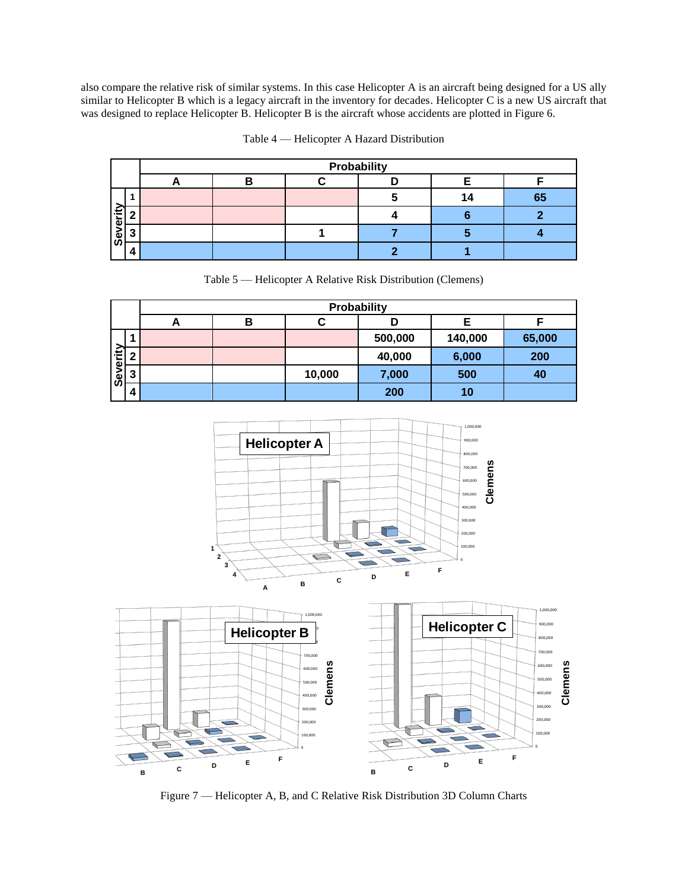also compare the relative risk of similar systems. In this case Helicopter A is an aircraft being designed for a US ally similar to Helicopter B which is a legacy aircraft in the inventory for decades. Helicopter C is a new US aircraft that was designed to replace Helicopter B. Helicopter B is the aircraft whose accidents are plotted in Figure 6.

Table 4 — Helicopter A Hazard Distribution

| | | Probability | | | | | |
|---|---|---|---|---|---|---|---|
| | | A | B | C | D | E | F |
| Severity | 1 | | | | 5 | 14 | 65 |
| | 2 | | | | 4 | 6 | 2 |
| | 3 | | | 1 | 7 | 5 | 4 |
| | 4 | | | | 2 | 1 | |

Table 5 — Helicopter A Relative Risk Distribution (Clemens)

| | | Probability | | | | | |
|---|---|---|---|---|---|---|---|
| | | A | B | C | D | E | F |
| Severity | 1 | | | | 500,000 | 140,000 | 65,000 |
| | 2 | | | | 40,000 | 6,000 | 200 |
| | 3 | | | 10,000 | 7,000 | 500 | 40 |
| | 4 | | | | 200 | 10 | |

Figure 7 — Helicopter A, B, and C Relative Risk Distribution 3D Column Charts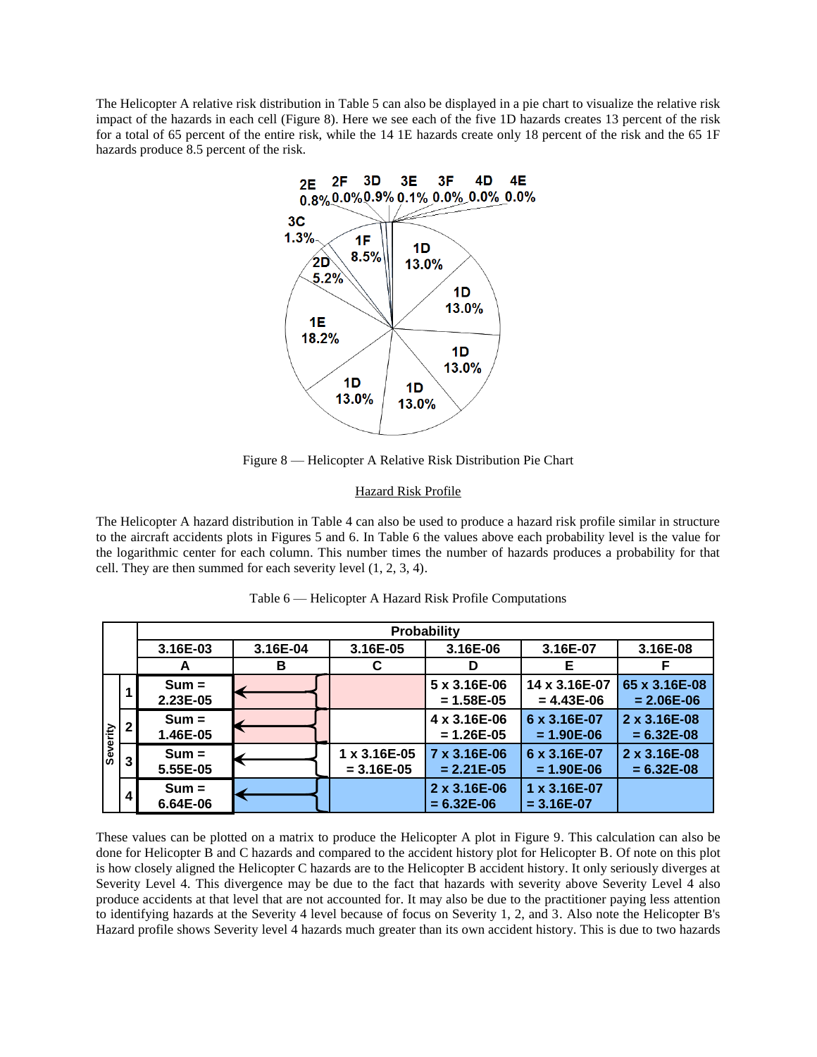The Helicopter A relative risk distribution in Table 5 can also be displayed in a pie chart to visualize the relative risk impact of the hazards in each cell (Figure 8). Here we see each of the five 1D hazards creates 13 percent of the risk for a total of 65 percent of the entire risk, while the 14 1E hazards create only 18 percent of the risk and the 65 1F hazards produce 8.5 percent of the risk.

Figure 8 — Helicopter A Relative Risk Distribution Pie Chart

<u>Hazard Risk Profile</u>

The Helicopter A hazard distribution in Table 4 can also be used to produce a hazard risk profile similar in structure to the aircraft accidents plots in Figures 5 and 6. In Table 6 the values above each probability level is the value for the logarithmic center for each column. This number times the number of hazards produces a probability for that cell. They are then summed for each severity level (1, 2, 3, 4).

Table 6 — Helicopter A Hazard Risk Profile Computations

| | | Probability | | | | | |
|---|---|---|---|---|---|---|---|
| | | 3.16E-03 | 3.16E-04 | 3.16E-05 | 3.16E-06 | 3.16E-07 | 3.16E-08 |
| | | A | B | C | D | E | F |
| Severity | 1 | Sum = 2.23E-05 | | | 5 x 3.16E-06 = 1.58E-05 | 14 x 3.16E-07 = 4.43E-06 | 65 x 3.16E-08 = 2.06E-06 |
| | 2 | Sum = 1.46E-05 | | | 4 x 3.16E-06 = 1.26E-05 | 6 x 3.16E-07 = 1.90E-06 | 2 x 3.16E-08 = 6.32E-08 |
| | 3 | Sum = 5.55E-05 | | 1 x 3.16E-05 = 3.16E-05 | 7 x 3.16E-06 = 2.21E-05 | 6 x 3.16E-07 = 1.90E-06 | 2 x 3.16E-08 = 6.32E-08 |
| | 4 | Sum = 6.64E-06 | | | 2 x 3.16E-06 = 6.32E-06 | 1 x 3.16E-07 = 3.16E-07 | |

These values can be plotted on a matrix to produce the Helicopter A plot in Figure 9. This calculation can also be done for Helicopter B and C hazards and compared to the accident history plot for Helicopter B. Of note on this plot is how closely aligned the Helicopter C hazards are to the Helicopter B accident history. It only seriously diverges at Severity Level 4. This divergence may be due to the fact that hazards with severity above Severity Level 4 also produce accidents at that level that are not accounted for. It may also be due to the practitioner paying less attention to identifying hazards at the Severity 4 level because of focus on Severity 1, 2, and 3. Also note the Helicopter B's Hazard profile shows Severity level 4 hazards much greater than its own accident history. This is due to two hazards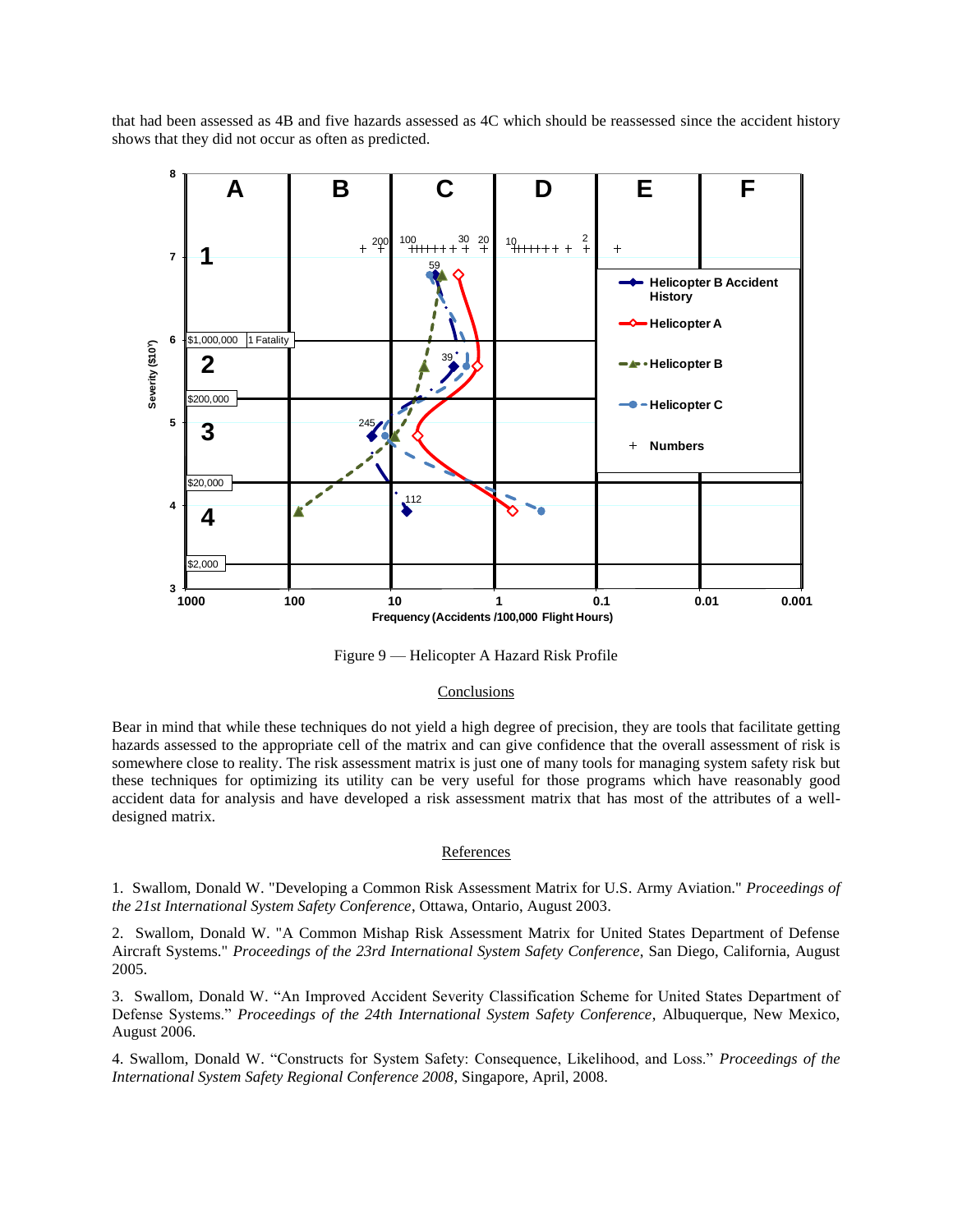that had been assessed as 4B and five hazards assessed as 4C which should be reassessed since the accident history shows that they did not occur as often as predicted.

Figure 9 — Helicopter A Hazard Risk Profile

## Conclusions

Bear in mind that while these techniques do not yield a high degree of precision, they are tools that facilitate getting hazards assessed to the appropriate cell of the matrix and can give confidence that the overall assessment of risk is somewhere close to reality. The risk assessment matrix is just one of many tools for managing system safety risk but these techniques for optimizing its utility can be very useful for those programs which have reasonably good accident data for analysis and have developed a risk assessment matrix that has most of the attributes of a well-designed matrix.

## References

1. Swallom, Donald W. "Developing a Common Risk Assessment Matrix for U.S. Army Aviation." *Proceedings of the 21st International System Safety Conference*, Ottawa, Ontario, August 2003.

2. Swallom, Donald W. "A Common Mishap Risk Assessment Matrix for United States Department of Defense Aircraft Systems." *Proceedings of the 23rd International System Safety Conference*, San Diego, California, August 2005.

3. Swallom, Donald W. "An Improved Accident Severity Classification Scheme for United States Department of Defense Systems." *Proceedings of the 24th International System Safety Conference*, Albuquerque, New Mexico, August 2006.

4. Swallom, Donald W. "Constructs for System Safety: Consequence, Likelihood, and Loss." *Proceedings of the International System Safety Regional Conference 2008*, Singapore, April, 2008.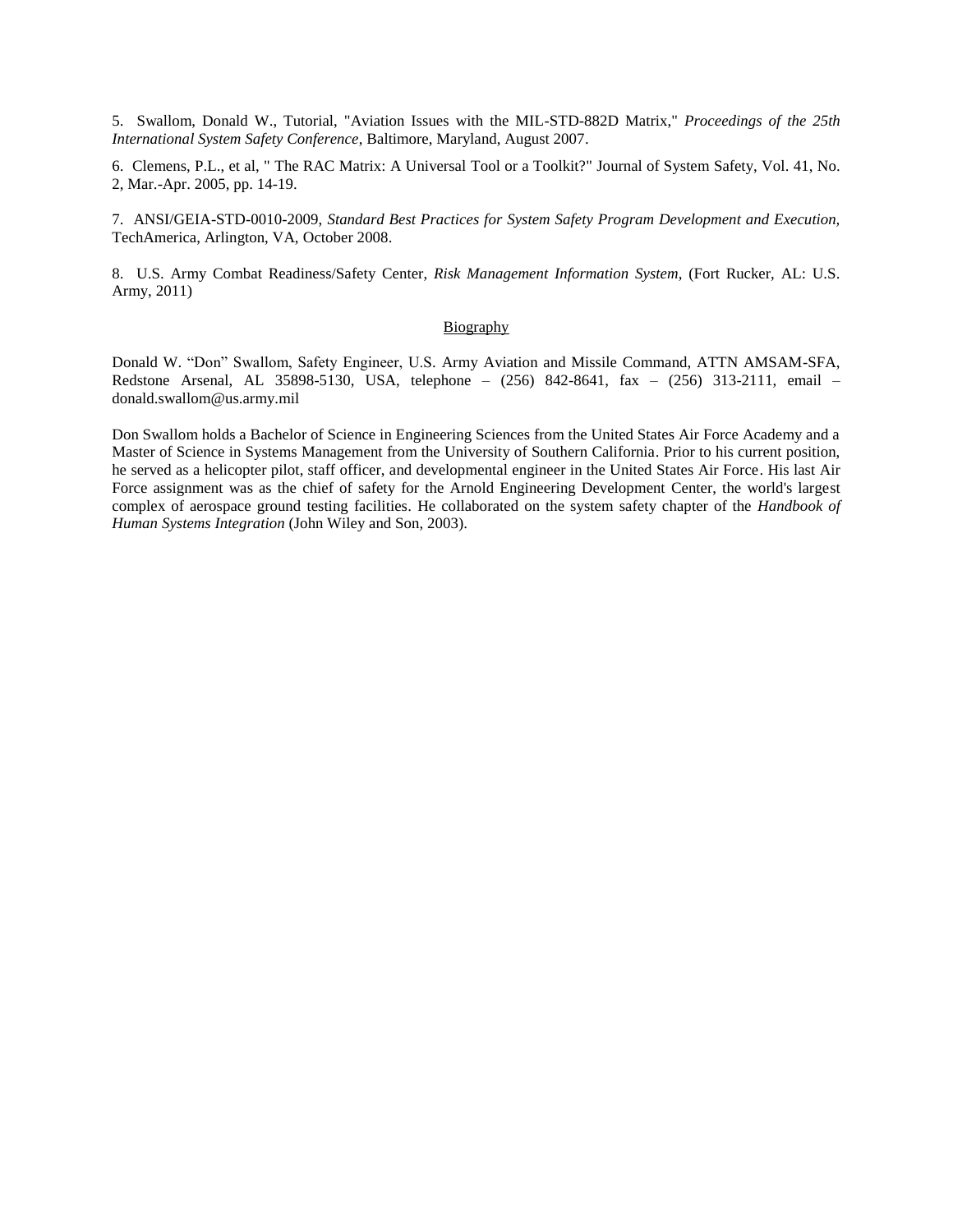5. Swallom, Donald W., Tutorial, "Aviation Issues with the MIL-STD-882D Matrix," *Proceedings of the 25th International System Safety Conference*, Baltimore, Maryland, August 2007.

6. Clemens, P.L., et al, " The RAC Matrix: A Universal Tool or a Toolkit?" Journal of System Safety, Vol. 41, No. 2, Mar.-Apr. 2005, pp. 14-19.

7. ANSI/GEIA-STD-0010-2009, *Standard Best Practices for System Safety Program Development and Execution,* TechAmerica, Arlington, VA, October 2008.

8. U.S. Army Combat Readiness/Safety Center, *Risk Management Information System,* (Fort Rucker, AL: U.S. Army, 2011)

## Biography

Donald W. "Don" Swallom, Safety Engineer, U.S. Army Aviation and Missile Command, ATTN AMSAM-SFA, Redstone Arsenal, AL 35898-5130, USA, telephone – (256) 842-8641, fax – (256) 313-2111, email – donald.swallom@us.army.mil

Don Swallom holds a Bachelor of Science in Engineering Sciences from the United States Air Force Academy and a Master of Science in Systems Management from the University of Southern California. Prior to his current position, he served as a helicopter pilot, staff officer, and developmental engineer in the United States Air Force. His last Air Force assignment was as the chief of safety for the Arnold Engineering Development Center, the world's largest complex of aerospace ground testing facilities. He collaborated on the system safety chapter of the *Handbook of Human Systems Integration* (John Wiley and Son, 2003).